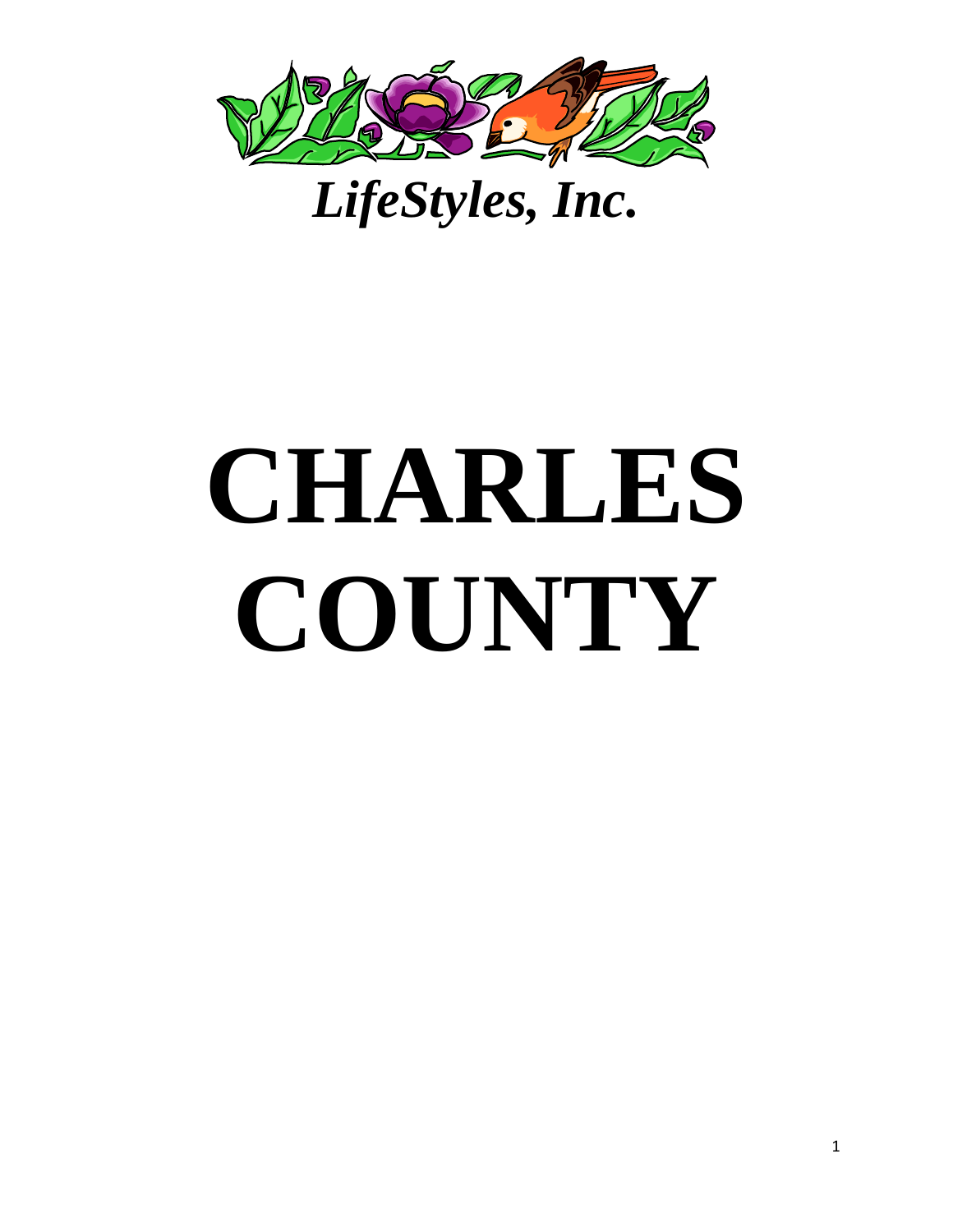*LifeStyles, Inc.*

# CHARLES COUNTY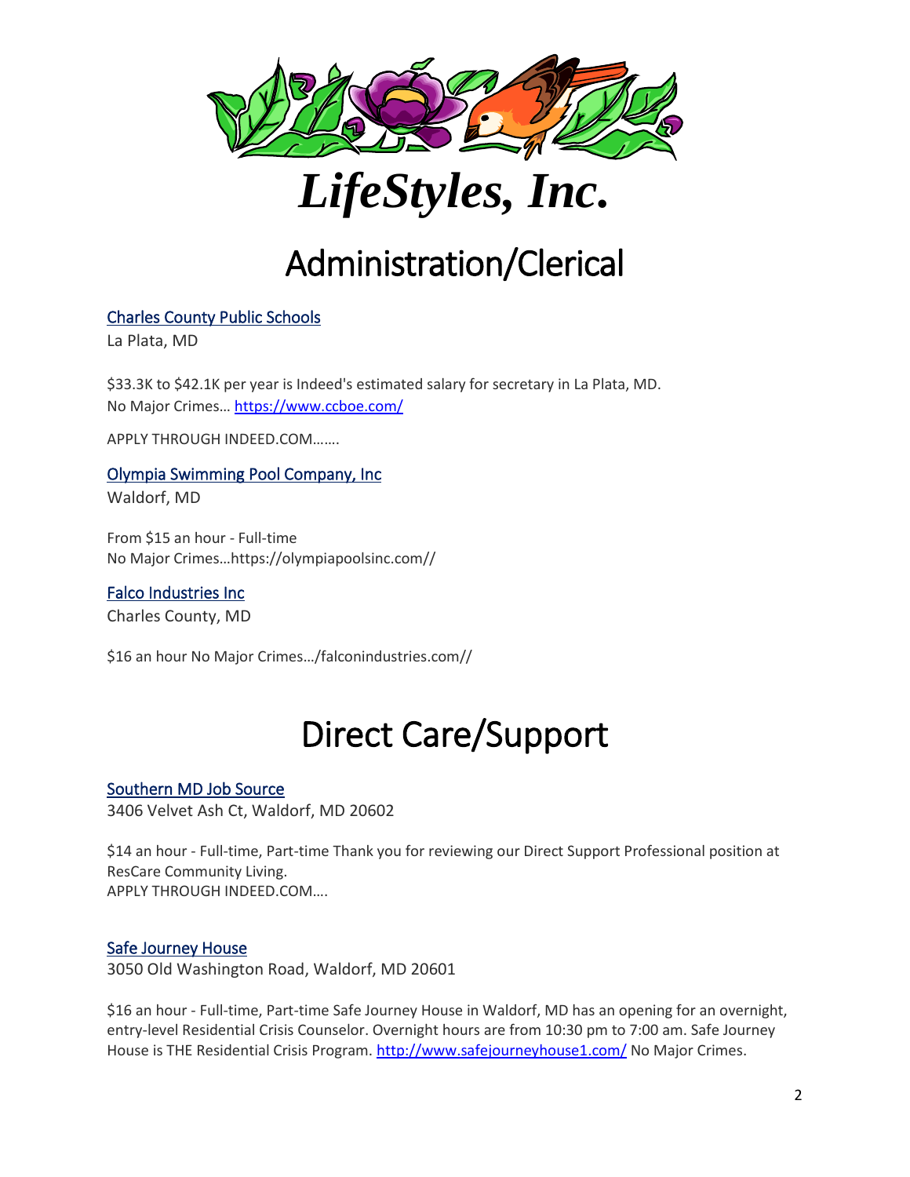# *LifeStyles, Inc.*

## Administration/Clerical

[Charles County Public Schools](https://www.ccboe.com/)
La Plata, MD

$33.3K to $42.1K per year is Indeed's estimated salary for secretary in La Plata, MD.
No Major Crimes… https://www.ccboe.com/

APPLY THROUGH INDEED.COM…….

Olympia Swimming Pool Company, Inc
Waldorf, MD

From $15 an hour - Full-time
No Major Crimes…https://olympiapoolsinc.com//

Falco Industries Inc
Charles County, MD

$16 an hour No Major Crimes…/falconindustries.com//

## Direct Care/Support

Southern MD Job Source
3406 Velvet Ash Ct, Waldorf, MD 20602

$14 an hour - Full-time, Part-time Thank you for reviewing our Direct Support Professional position at ResCare Community Living.
APPLY THROUGH INDEED.COM….

Safe Journey House
3050 Old Washington Road, Waldorf, MD 20601

$16 an hour - Full-time, Part-time Safe Journey House in Waldorf, MD has an opening for an overnight, entry-level Residential Crisis Counselor. Overnight hours are from 10:30 pm to 7:00 am. Safe Journey House is THE Residential Crisis Program. http://www.safejourneyhouse1.com/ No Major Crimes.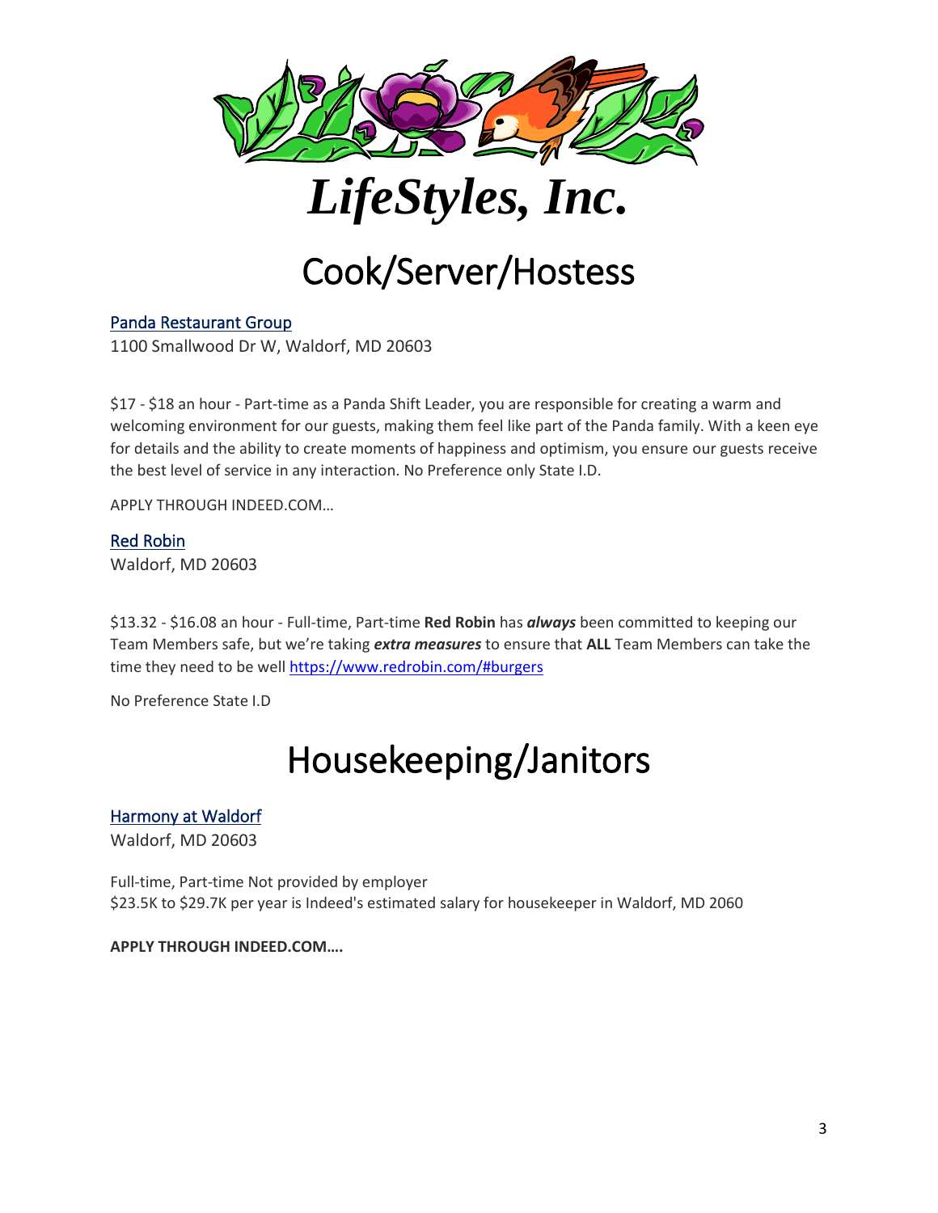# *LifeStyles, Inc.*

## Cook/Server/Hostess

[Panda Restaurant Group](#)
1100 Smallwood Dr W, Waldorf, MD 20603

$17 - $18 an hour - Part-time as a Panda Shift Leader, you are responsible for creating a warm and welcoming environment for our guests, making them feel like part of the Panda family. With a keen eye for details and the ability to create moments of happiness and optimism, you ensure our guests receive the best level of service in any interaction. No Preference only State I.D.

APPLY THROUGH INDEED.COM…

[Red Robin](#)
Waldorf, MD 20603

$13.32 - $16.08 an hour - Full-time, Part-time **Red Robin** has ***always*** been committed to keeping our Team Members safe, but we're taking ***extra measures*** to ensure that **ALL** Team Members can take the time they need to be well https://www.redrobin.com/#burgers

No Preference State I.D

## Housekeeping/Janitors

[Harmony at Waldorf](#)
Waldorf, MD 20603

Full-time, Part-time Not provided by employer
$23.5K to $29.7K per year is Indeed's estimated salary for housekeeper in Waldorf, MD 2060

**APPLY THROUGH INDEED.COM….**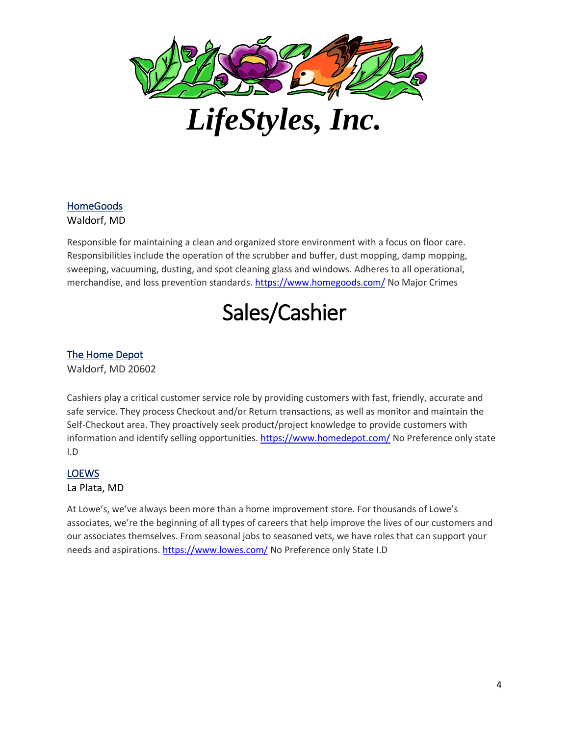# *LifeStyles, Inc.*

[HomeGoods](https://www.homegoods.com/)
Waldorf, MD

Responsible for maintaining a clean and organized store environment with a focus on floor care. Responsibilities include the operation of the scrubber and buffer, dust mopping, damp mopping, sweeping, vacuuming, dusting, and spot cleaning glass and windows. Adheres to all operational, merchandise, and loss prevention standards. https://www.homegoods.com/ No Major Crimes

# Sales/Cashier

[The Home Depot](https://www.homedepot.com/)
Waldorf, MD 20602

Cashiers play a critical customer service role by providing customers with fast, friendly, accurate and safe service. They process Checkout and/or Return transactions, as well as monitor and maintain the Self-Checkout area. They proactively seek product/project knowledge to provide customers with information and identify selling opportunities. https://www.homedepot.com/ No Preference only state I.D

[LOEWS](https://www.lowes.com/)
La Plata, MD

At Lowe's, we've always been more than a home improvement store. For thousands of Lowe's associates, we're the beginning of all types of careers that help improve the lives of our customers and our associates themselves. From seasonal jobs to seasoned vets, we have roles that can support your needs and aspirations. https://www.lowes.com/ No Preference only State I.D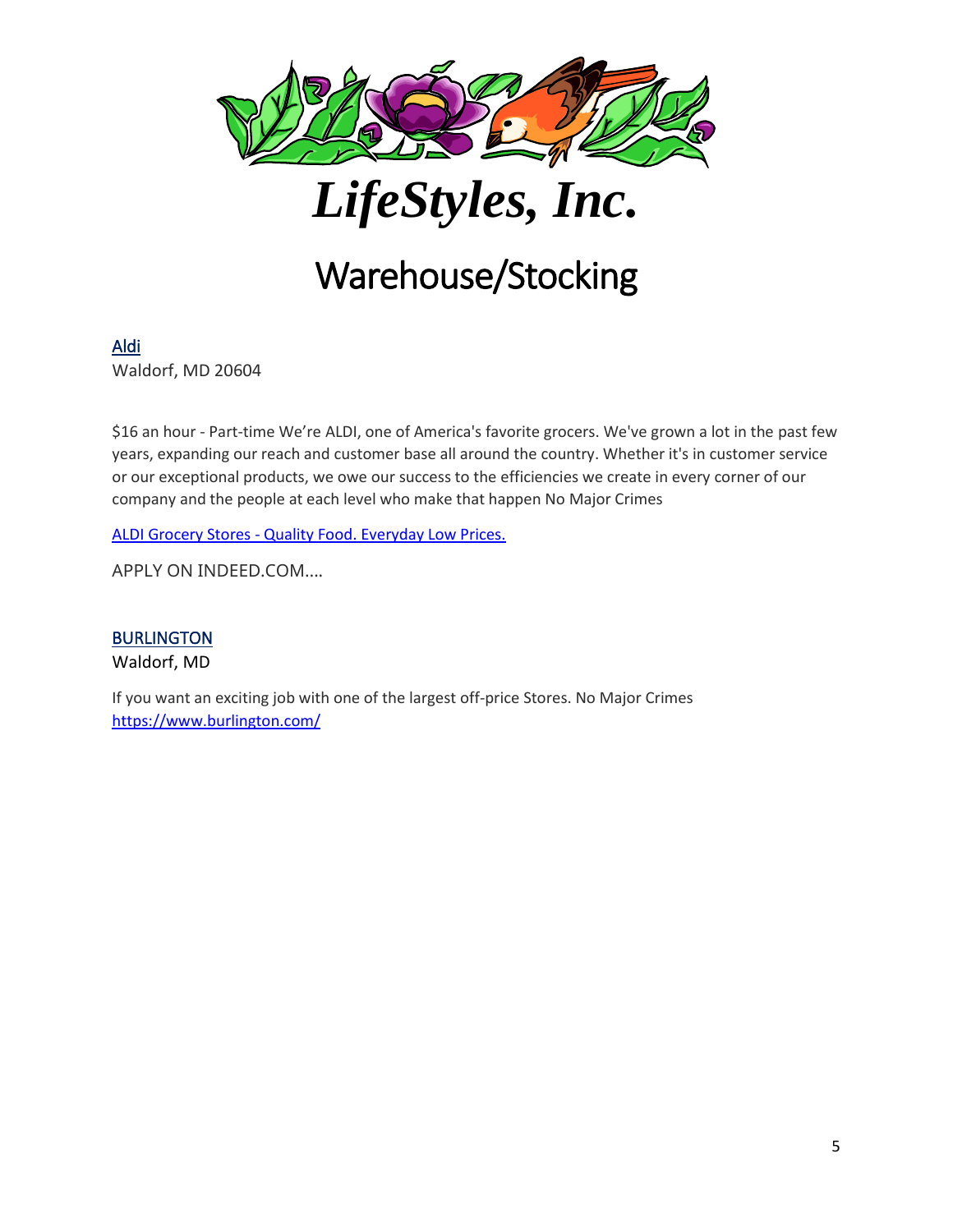# *LifeStyles, Inc.*

## Warehouse/Stocking

[Aldi](#)
Waldorf, MD 20604

$16 an hour - Part-time We're ALDI, one of America's favorite grocers. We've grown a lot in the past few years, expanding our reach and customer base all around the country. Whether it's in customer service or our exceptional products, we owe our success to the efficiencies we create in every corner of our company and the people at each level who make that happen No Major Crimes

[ALDI Grocery Stores - Quality Food. Everyday Low Prices.](#)

APPLY ON INDEED.COM….

[BURLINGTON](#)
Waldorf, MD

If you want an exciting job with one of the largest off-price Stores. No Major Crimes
[https://www.burlington.com/](https://www.burlington.com/)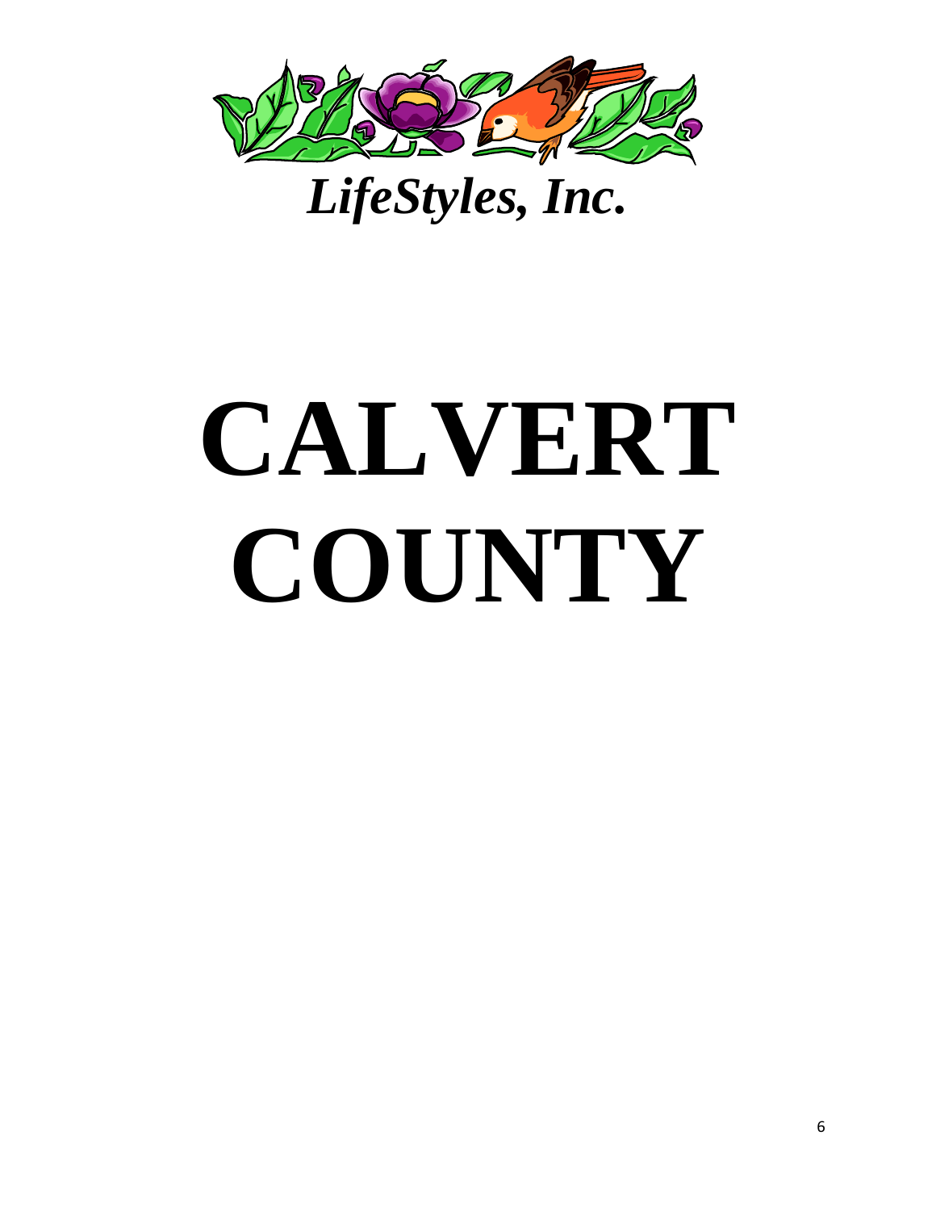*LifeStyles, Inc.*

# CALVERT COUNTY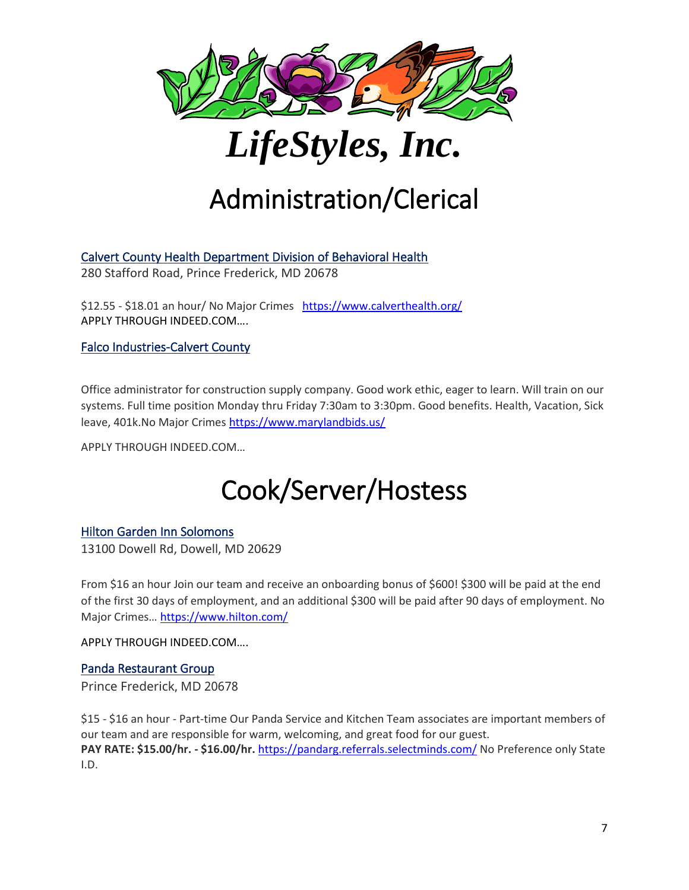# *LifeStyles, Inc.*

## Administration/Clerical

[Calvert County Health Department Division of Behavioral Health](https://www.calverthealth.org/)
280 Stafford Road, Prince Frederick, MD 20678

$12.55 - $18.01 an hour/ No Major Crimes https://www.calverthealth.org/
APPLY THROUGH INDEED.COM….

Falco Industries-Calvert County

Office administrator for construction supply company. Good work ethic, eager to learn. Will train on our systems. Full time position Monday thru Friday 7:30am to 3:30pm. Good benefits. Health, Vacation, Sick leave, 401k.No Major Crimes https://www.marylandbids.us/

APPLY THROUGH INDEED.COM…

## Cook/Server/Hostess

Hilton Garden Inn Solomons
13100 Dowell Rd, Dowell, MD 20629

From $16 an hour Join our team and receive an onboarding bonus of $600! $300 will be paid at the end of the first 30 days of employment, and an additional $300 will be paid after 90 days of employment. No Major Crimes… https://www.hilton.com/

APPLY THROUGH INDEED.COM….

Panda Restaurant Group
Prince Frederick, MD 20678

$15 - $16 an hour - Part-time Our Panda Service and Kitchen Team associates are important members of our team and are responsible for warm, welcoming, and great food for our guest.
**PAY RATE: $15.00/hr. - $16.00/hr.** https://pandarg.referrals.selectminds.com/ No Preference only State I.D.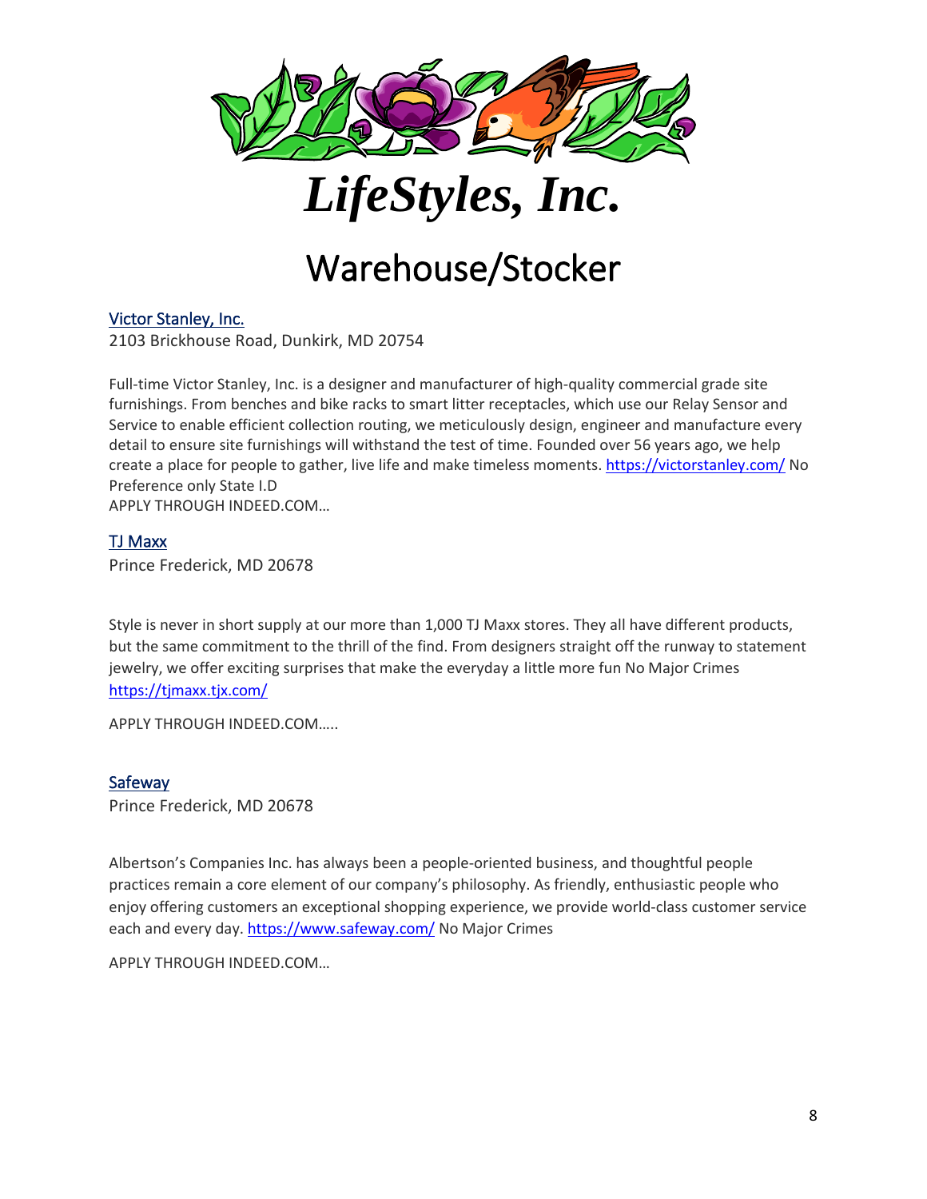# *LifeStyles, Inc.*

## Warehouse/Stocker

### [Victor Stanley, Inc.](https://victorstanley.com/)

2103 Brickhouse Road, Dunkirk, MD 20754

Full-time Victor Stanley, Inc. is a designer and manufacturer of high-quality commercial grade site furnishings. From benches and bike racks to smart litter receptacles, which use our Relay Sensor and Service to enable efficient collection routing, we meticulously design, engineer and manufacture every detail to ensure site furnishings will withstand the test of time. Founded over 56 years ago, we help create a place for people to gather, live life and make timeless moments. https://victorstanley.com/ No Preference only State I.D

APPLY THROUGH INDEED.COM…

### [TJ Maxx](https://tjmaxx.tjx.com/)

Prince Frederick, MD 20678

Style is never in short supply at our more than 1,000 TJ Maxx stores. They all have different products, but the same commitment to the thrill of the find. From designers straight off the runway to statement jewelry, we offer exciting surprises that make the everyday a little more fun No Major Crimes https://tjmaxx.tjx.com/

APPLY THROUGH INDEED.COM…..

### [Safeway](https://www.safeway.com/)

Prince Frederick, MD 20678

Albertson's Companies Inc. has always been a people-oriented business, and thoughtful people practices remain a core element of our company's philosophy. As friendly, enthusiastic people who enjoy offering customers an exceptional shopping experience, we provide world-class customer service each and every day. https://www.safeway.com/ No Major Crimes

APPLY THROUGH INDEED.COM…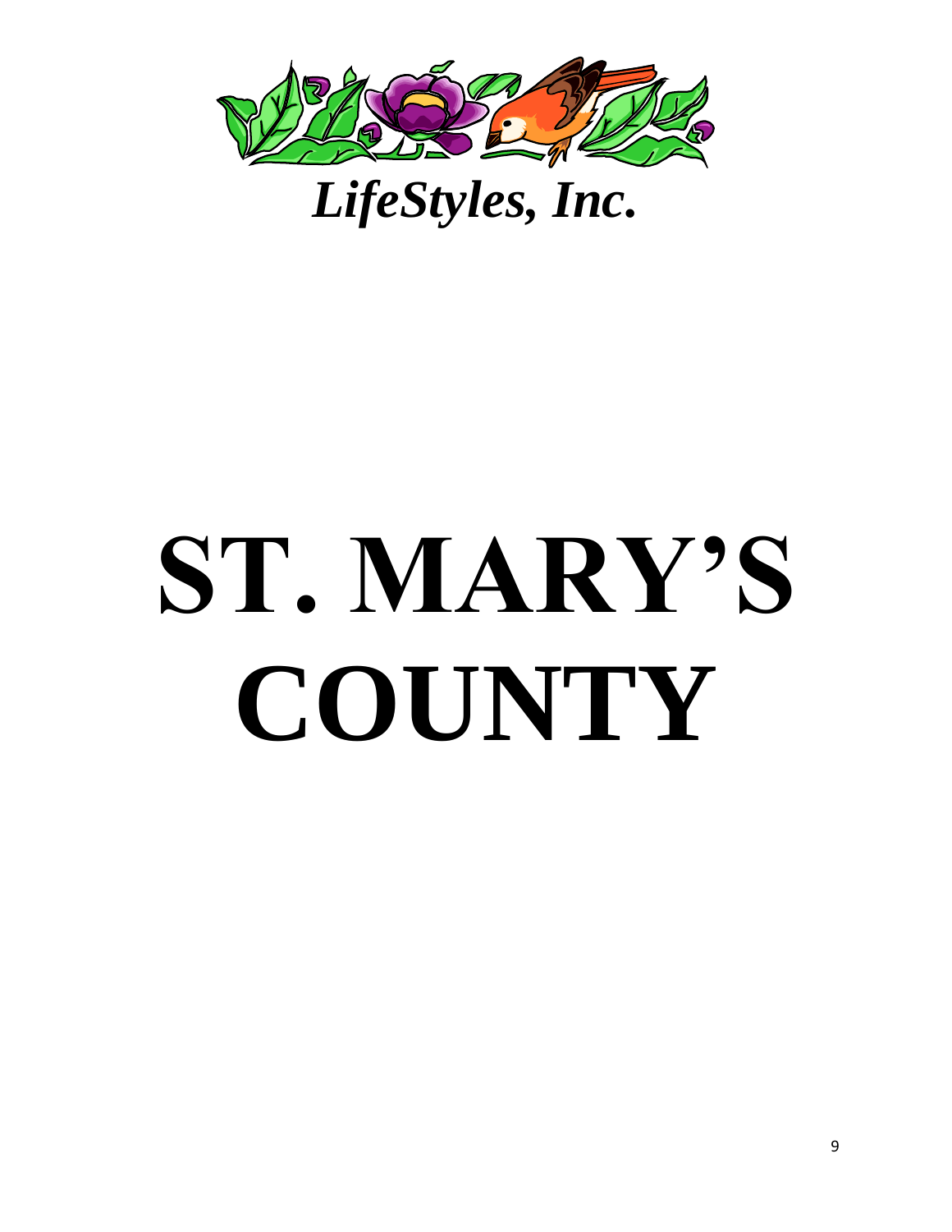*LifeStyles, Inc.*

# ST. MARY'S COUNTY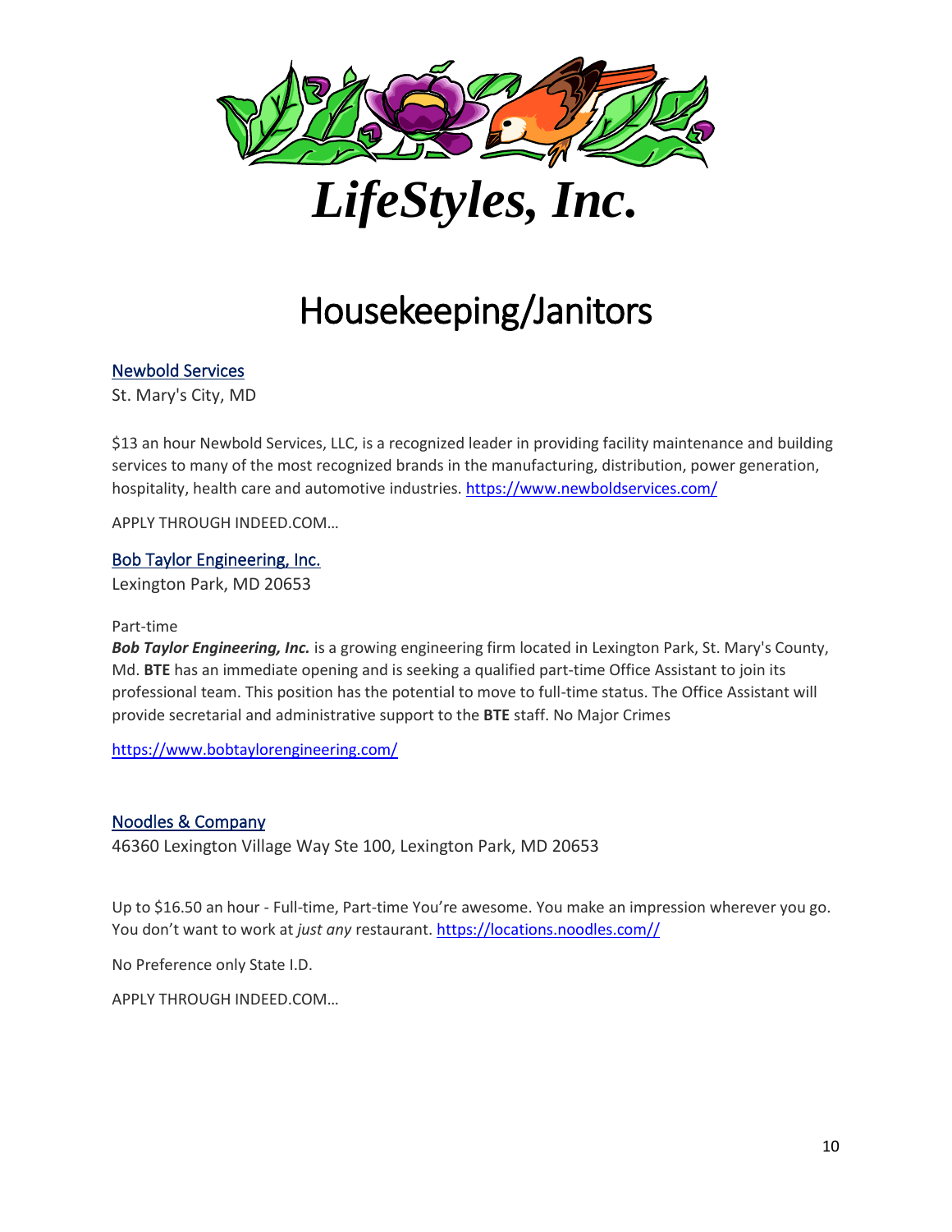# LifeStyles, Inc.

## Housekeeping/Janitors

### Newbold Services

St. Mary's City, MD

$13 an hour Newbold Services, LLC, is a recognized leader in providing facility maintenance and building services to many of the most recognized brands in the manufacturing, distribution, power generation, hospitality, health care and automotive industries. https://www.newboldservices.com/

APPLY THROUGH INDEED.COM…

### Bob Taylor Engineering, Inc.

Lexington Park, MD 20653

Part-time

***Bob Taylor Engineering, Inc.*** is a growing engineering firm located in Lexington Park, St. Mary's County, Md. **BTE** has an immediate opening and is seeking a qualified part-time Office Assistant to join its professional team. This position has the potential to move to full-time status. The Office Assistant will provide secretarial and administrative support to the **BTE** staff. No Major Crimes

https://www.bobtaylorengineering.com/

### Noodles & Company

46360 Lexington Village Way Ste 100, Lexington Park, MD 20653

Up to $16.50 an hour - Full-time, Part-time You're awesome. You make an impression wherever you go. You don't want to work at *just any* restaurant. https://locations.noodles.com//

No Preference only State I.D.

APPLY THROUGH INDEED.COM…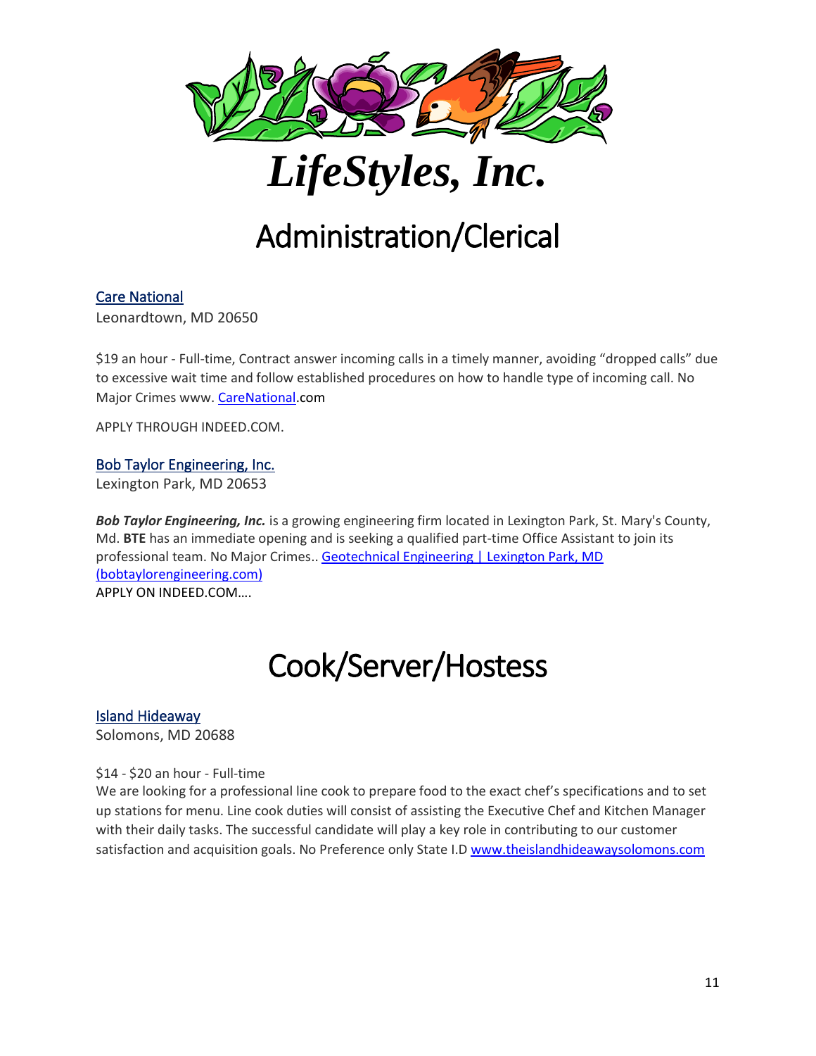# *LifeStyles, Inc.*

## Administration/Clerical

[Care National](CareNational)
Leonardtown, MD 20650

$19 an hour - Full-time, Contract answer incoming calls in a timely manner, avoiding “dropped calls” due to excessive wait time and follow established procedures on how to handle type of incoming call. No Major Crimes www. CareNational.com

APPLY THROUGH INDEED.COM.

Bob Taylor Engineering, Inc.
Lexington Park, MD 20653

***Bob Taylor Engineering, Inc.*** is a growing engineering firm located in Lexington Park, St. Mary's County, Md. **BTE** has an immediate opening and is seeking a qualified part-time Office Assistant to join its professional team. No Major Crimes.. Geotechnical Engineering | Lexington Park, MD (bobtaylorengineering.com)
APPLY ON INDEED.COM….

## Cook/Server/Hostess

Island Hideaway
Solomons, MD 20688

$14 - $20 an hour - Full-time
We are looking for a professional line cook to prepare food to the exact chef’s specifications and to set up stations for menu. Line cook duties will consist of assisting the Executive Chef and Kitchen Manager with their daily tasks. The successful candidate will play a key role in contributing to our customer satisfaction and acquisition goals. No Preference only State I.D www.theislandhideawaysolomons.com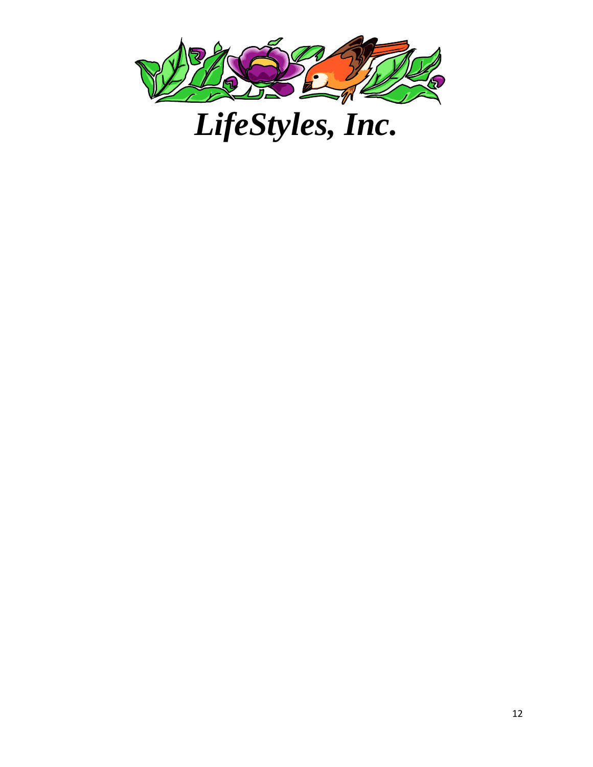# *LifeStyles, Inc.*